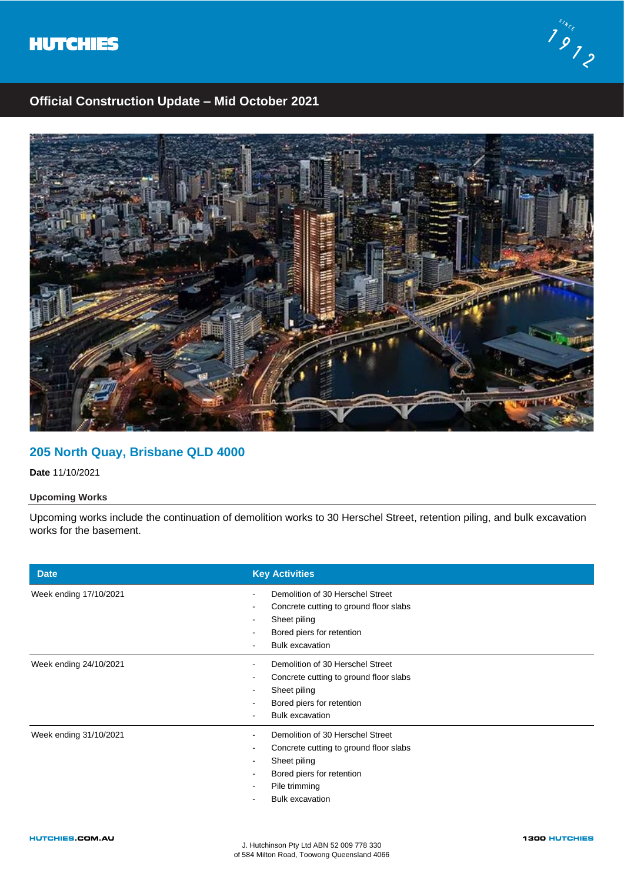HUTCHIES

## Official Construction Update – Mid October 2021

## 205 North Quay, Brisbane QLD 4000

**Date** 11/10/2021

### Upcoming Works

Upcoming works include the continuation of demolition works to 30 Herschel Street, retention piling, and bulk excavation works for the basement.

| Date | Key Activities |
|---|---|
| Week ending 17/10/2021 | - Demolition of 30 Herschel Street<br>- Concrete cutting to ground floor slabs<br>- Sheet piling<br>- Bored piers for retention<br>- Bulk excavation |
| Week ending 24/10/2021 | - Demolition of 30 Herschel Street<br>- Concrete cutting to ground floor slabs<br>- Sheet piling<br>- Bored piers for retention<br>- Bulk excavation |
| Week ending 31/10/2021 | - Demolition of 30 Herschel Street<br>- Concrete cutting to ground floor slabs<br>- Sheet piling<br>- Bored piers for retention<br>- Pile trimming<br>- Bulk excavation |

HUTCHIES.COM.AU

J. Hutchinson Pty Ltd ABN 52 009 778 330
of 584 Milton Road, Toowong Queensland 4066

1300 HUTCHIES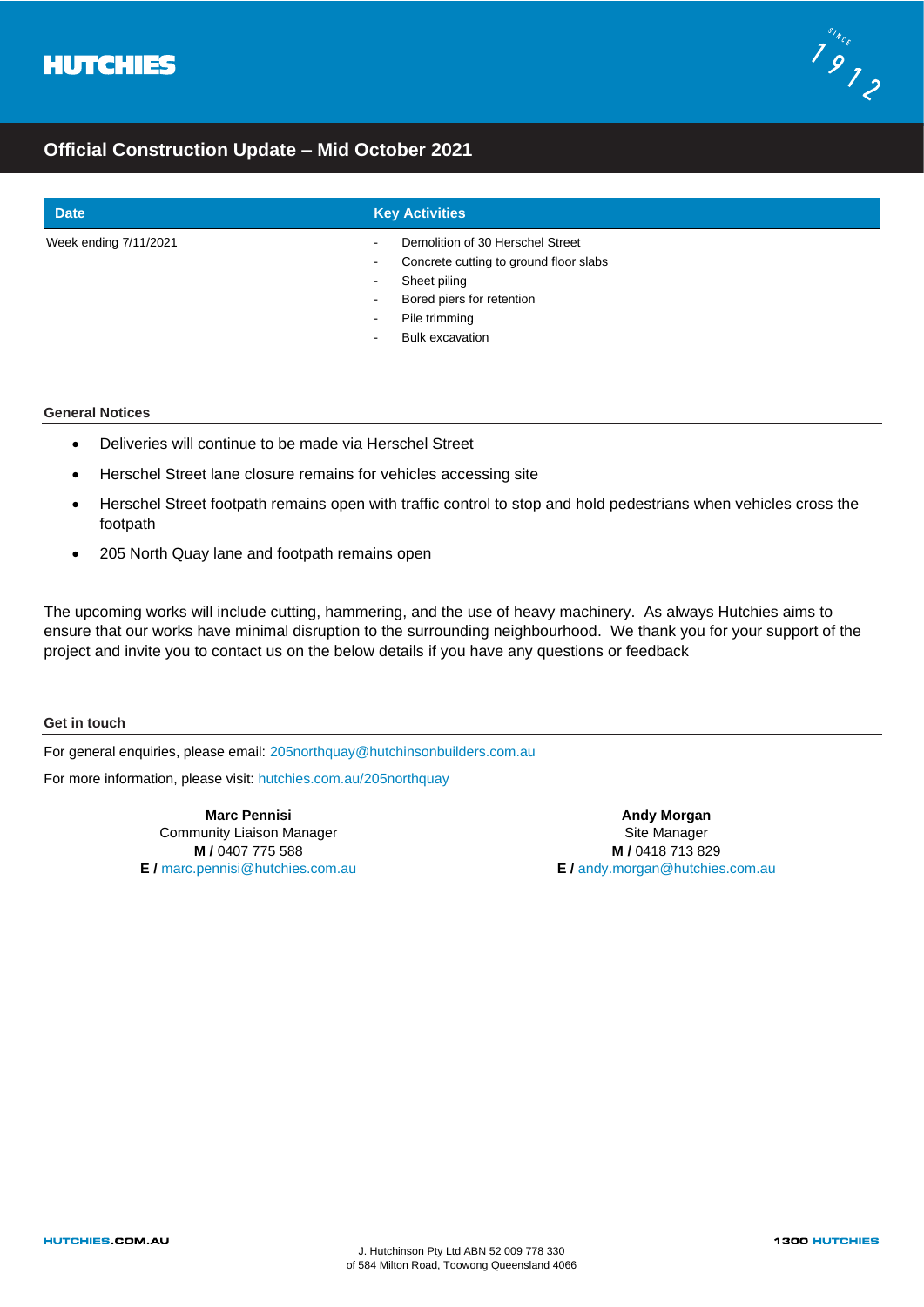**HUTCHIES**

Since 1912

# Official Construction Update – Mid October 2021

| Date | Key Activities |
|---|---|
| Week ending 7/11/2021 | - Demolition of 30 Herschel Street<br>- Concrete cutting to ground floor slabs<br>- Sheet piling<br>- Bored piers for retention<br>- Pile trimming<br>- Bulk excavation |

## General Notices

- Deliveries will continue to be made via Herschel Street
- Herschel Street lane closure remains for vehicles accessing site
- Herschel Street footpath remains open with traffic control to stop and hold pedestrians when vehicles cross the footpath
- 205 North Quay lane and footpath remains open

The upcoming works will include cutting, hammering, and the use of heavy machinery. As always Hutchies aims to ensure that our works have minimal disruption to the surrounding neighbourhood. We thank you for your support of the project and invite you to contact us on the below details if you have any questions or feedback

## Get in touch

For general enquiries, please email: 205northquay@hutchinsonbuilders.com.au

For more information, please visit: hutchies.com.au/205northquay

**Marc Pennisi**
Community Liaison Manager
**M /** 0407 775 588
**E /** marc.pennisi@hutchies.com.au

**Andy Morgan**
Site Manager
**M /** 0418 713 829
**E /** andy.morgan@hutchies.com.au

HUTCHIES.COM.AU

J. Hutchinson Pty Ltd ABN 52 009 778 330
of 584 Milton Road, Toowong Queensland 4066

1300 HUTCHIES